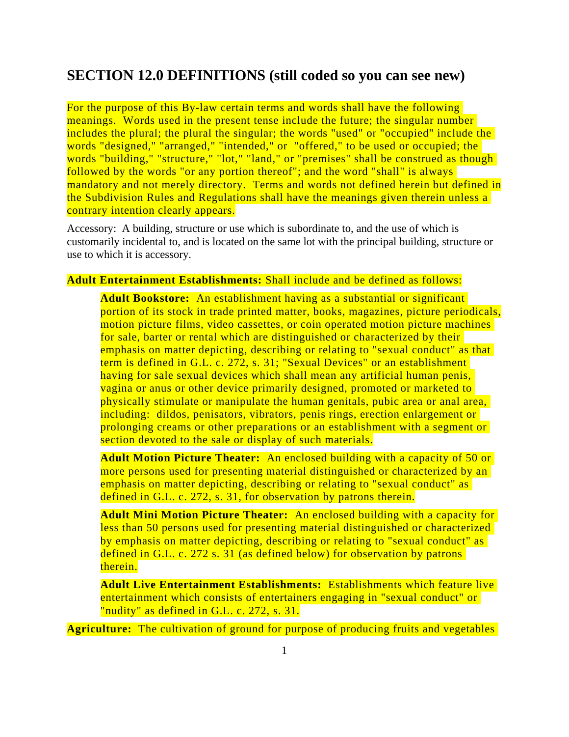## SECTION 12.0 DEFINITIONS (still coded so you can see new)

For the purpose of this By-law certain terms and words shall have the following meanings. Words used in the present tense include the future; the singular number includes the plural; the plural the singular; the words "used" or "occupied" include the words "designed," "arranged," "intended," or "offered," to be used or occupied; the words "building," "structure," "lot," "land," or "premises" shall be construed as though followed by the words "or any portion thereof"; and the word "shall" is always mandatory and not merely directory. Terms and words not defined herein but defined in the Subdivision Rules and Regulations shall have the meanings given therein unless a contrary intention clearly appears.

Accessory: A building, structure or use which is subordinate to, and the use of which is customarily incidental to, and is located on the same lot with the principal building, structure or use to which it is accessory.

**Adult Entertainment Establishments:** Shall include and be defined as follows:

> **Adult Bookstore:** An establishment having as a substantial or significant portion of its stock in trade printed matter, books, magazines, picture periodicals, motion picture films, video cassettes, or coin operated motion picture machines for sale, barter or rental which are distinguished or characterized by their emphasis on matter depicting, describing or relating to "sexual conduct" as that term is defined in G.L. c. 272, s. 31; "Sexual Devices" or an establishment having for sale sexual devices which shall mean any artificial human penis, vagina or anus or other device primarily designed, promoted or marketed to physically stimulate or manipulate the human genitals, pubic area or anal area, including: dildos, penisators, vibrators, penis rings, erection enlargement or prolonging creams or other preparations or an establishment with a segment or section devoted to the sale or display of such materials.
>
> **Adult Motion Picture Theater:** An enclosed building with a capacity of 50 or more persons used for presenting material distinguished or characterized by an emphasis on matter depicting, describing or relating to "sexual conduct" as defined in G.L. c. 272, s. 31, for observation by patrons therein.
>
> **Adult Mini Motion Picture Theater:** An enclosed building with a capacity for less than 50 persons used for presenting material distinguished or characterized by emphasis on matter depicting, describing or relating to "sexual conduct" as defined in G.L. c. 272 s. 31 (as defined below) for observation by patrons therein.
>
> **Adult Live Entertainment Establishments:** Establishments which feature live entertainment which consists of entertainers engaging in "sexual conduct" or "nudity" as defined in G.L. c. 272, s. 31.

**Agriculture:** The cultivation of ground for purpose of producing fruits and vegetables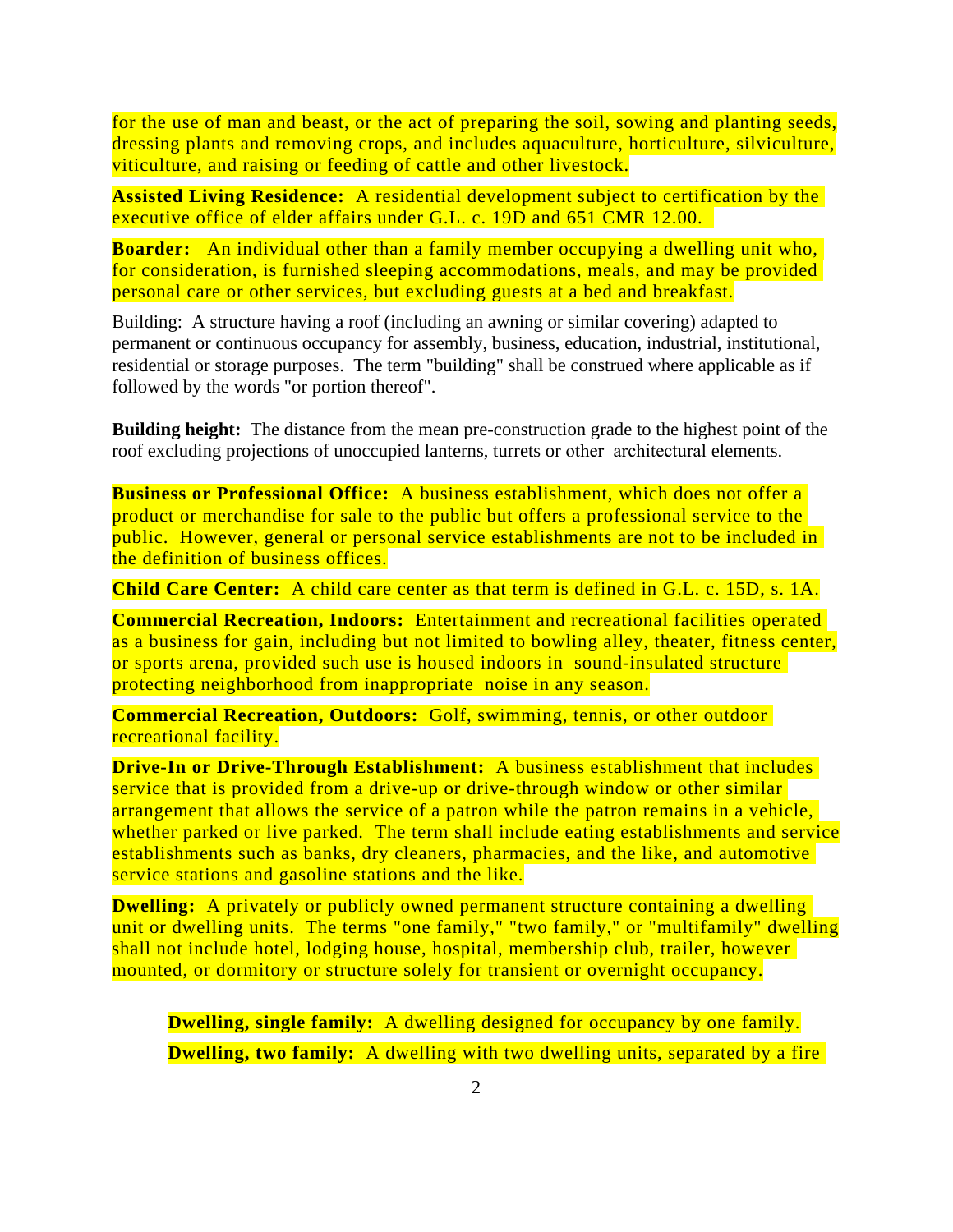for the use of man and beast, or the act of preparing the soil, sowing and planting seeds, dressing plants and removing crops, and includes aquaculture, horticulture, silviculture, viticulture, and raising or feeding of cattle and other livestock.

**Assisted Living Residence:** A residential development subject to certification by the executive office of elder affairs under G.L. c. 19D and 651 CMR 12.00.

**Boarder:** An individual other than a family member occupying a dwelling unit who, for consideration, is furnished sleeping accommodations, meals, and may be provided personal care or other services, but excluding guests at a bed and breakfast.

Building: A structure having a roof (including an awning or similar covering) adapted to permanent or continuous occupancy for assembly, business, education, industrial, institutional, residential or storage purposes. The term "building" shall be construed where applicable as if followed by the words "or portion thereof".

**Building height:** The distance from the mean pre-construction grade to the highest point of the roof excluding projections of unoccupied lanterns, turrets or other architectural elements.

**Business or Professional Office:** A business establishment, which does not offer a product or merchandise for sale to the public but offers a professional service to the public. However, general or personal service establishments are not to be included in the definition of business offices.

**Child Care Center:** A child care center as that term is defined in G.L. c. 15D, s. 1A.

**Commercial Recreation, Indoors:** Entertainment and recreational facilities operated as a business for gain, including but not limited to bowling alley, theater, fitness center, or sports arena, provided such use is housed indoors in sound-insulated structure protecting neighborhood from inappropriate noise in any season.

**Commercial Recreation, Outdoors:** Golf, swimming, tennis, or other outdoor recreational facility.

**Drive-In or Drive-Through Establishment:** A business establishment that includes service that is provided from a drive-up or drive-through window or other similar arrangement that allows the service of a patron while the patron remains in a vehicle, whether parked or live parked. The term shall include eating establishments and service establishments such as banks, dry cleaners, pharmacies, and the like, and automotive service stations and gasoline stations and the like.

**Dwelling:** A privately or publicly owned permanent structure containing a dwelling unit or dwelling units. The terms "one family," "two family," or "multifamily" dwelling shall not include hotel, lodging house, hospital, membership club, trailer, however mounted, or dormitory or structure solely for transient or overnight occupancy.

**Dwelling, single family:** A dwelling designed for occupancy by one family.

**Dwelling, two family:** A dwelling with two dwelling units, separated by a fire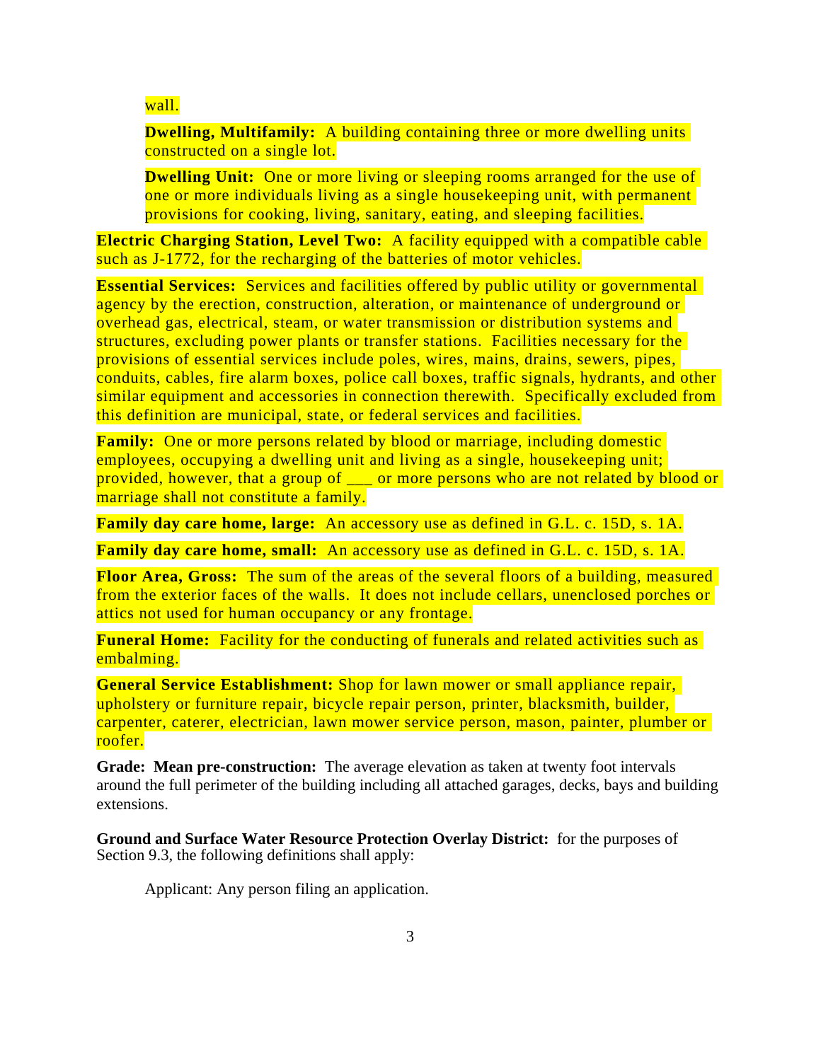wall.

**Dwelling, Multifamily:** A building containing three or more dwelling units constructed on a single lot.

**Dwelling Unit:** One or more living or sleeping rooms arranged for the use of one or more individuals living as a single housekeeping unit, with permanent provisions for cooking, living, sanitary, eating, and sleeping facilities.

**Electric Charging Station, Level Two:** A facility equipped with a compatible cable such as J-1772, for the recharging of the batteries of motor vehicles.

**Essential Services:** Services and facilities offered by public utility or governmental agency by the erection, construction, alteration, or maintenance of underground or overhead gas, electrical, steam, or water transmission or distribution systems and structures, excluding power plants or transfer stations. Facilities necessary for the provisions of essential services include poles, wires, mains, drains, sewers, pipes, conduits, cables, fire alarm boxes, police call boxes, traffic signals, hydrants, and other similar equipment and accessories in connection therewith. Specifically excluded from this definition are municipal, state, or federal services and facilities.

**Family:** One or more persons related by blood or marriage, including domestic employees, occupying a dwelling unit and living as a single, housekeeping unit; provided, however, that a group of ___ or more persons who are not related by blood or marriage shall not constitute a family.

**Family day care home, large:** An accessory use as defined in G.L. c. 15D, s. 1A.

**Family day care home, small:** An accessory use as defined in G.L. c. 15D, s. 1A.

**Floor Area, Gross:** The sum of the areas of the several floors of a building, measured from the exterior faces of the walls. It does not include cellars, unenclosed porches or attics not used for human occupancy or any frontage.

**Funeral Home:** Facility for the conducting of funerals and related activities such as embalming.

**General Service Establishment:** Shop for lawn mower or small appliance repair, upholstery or furniture repair, bicycle repair person, printer, blacksmith, builder, carpenter, caterer, electrician, lawn mower service person, mason, painter, plumber or roofer.

**Grade: Mean pre-construction:** The average elevation as taken at twenty foot intervals around the full perimeter of the building including all attached garages, decks, bays and building extensions.

**Ground and Surface Water Resource Protection Overlay District:** for the purposes of Section 9.3, the following definitions shall apply:

Applicant: Any person filing an application.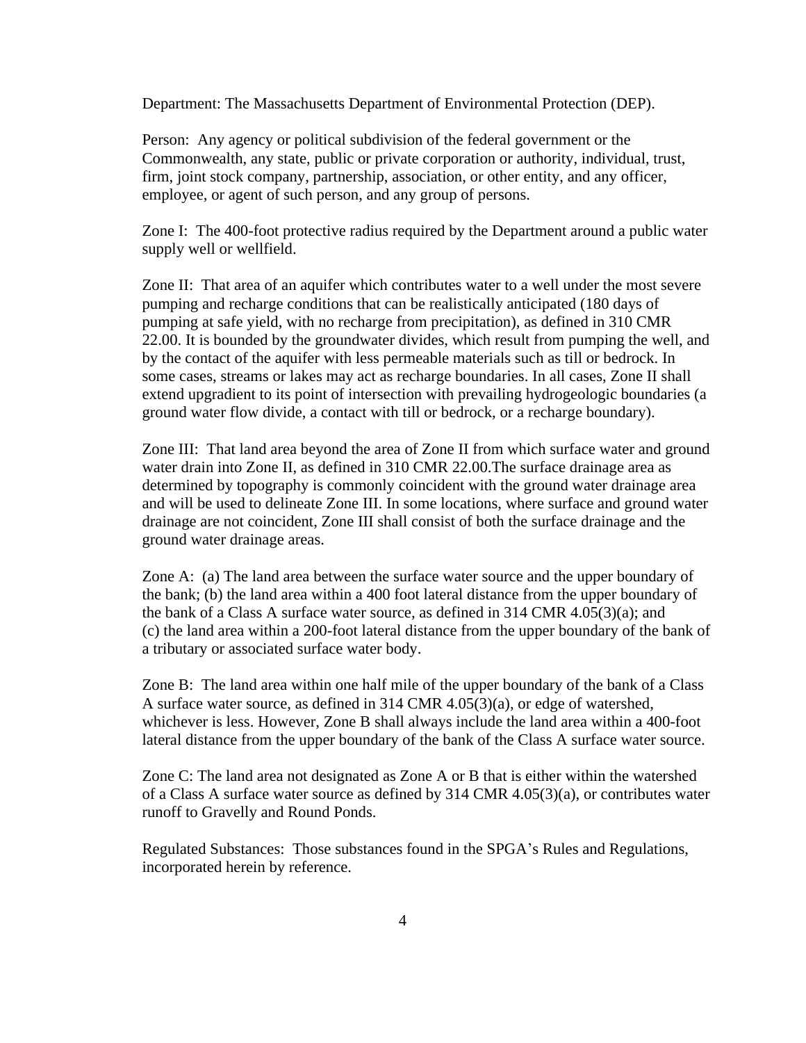Department: The Massachusetts Department of Environmental Protection (DEP).

Person: Any agency or political subdivision of the federal government or the Commonwealth, any state, public or private corporation or authority, individual, trust, firm, joint stock company, partnership, association, or other entity, and any officer, employee, or agent of such person, and any group of persons.

Zone I: The 400-foot protective radius required by the Department around a public water supply well or wellfield.

Zone II: That area of an aquifer which contributes water to a well under the most severe pumping and recharge conditions that can be realistically anticipated (180 days of pumping at safe yield, with no recharge from precipitation), as defined in 310 CMR 22.00. It is bounded by the groundwater divides, which result from pumping the well, and by the contact of the aquifer with less permeable materials such as till or bedrock. In some cases, streams or lakes may act as recharge boundaries. In all cases, Zone II shall extend upgradient to its point of intersection with prevailing hydrogeologic boundaries (a ground water flow divide, a contact with till or bedrock, or a recharge boundary).

Zone III: That land area beyond the area of Zone II from which surface water and ground water drain into Zone II, as defined in 310 CMR 22.00.The surface drainage area as determined by topography is commonly coincident with the ground water drainage area and will be used to delineate Zone III. In some locations, where surface and ground water drainage are not coincident, Zone III shall consist of both the surface drainage and the ground water drainage areas.

Zone A: (a) The land area between the surface water source and the upper boundary of the bank; (b) the land area within a 400 foot lateral distance from the upper boundary of the bank of a Class A surface water source, as defined in 314 CMR 4.05(3)(a); and (c) the land area within a 200-foot lateral distance from the upper boundary of the bank of a tributary or associated surface water body.

Zone B: The land area within one half mile of the upper boundary of the bank of a Class A surface water source, as defined in 314 CMR 4.05(3)(a), or edge of watershed, whichever is less. However, Zone B shall always include the land area within a 400-foot lateral distance from the upper boundary of the bank of the Class A surface water source.

Zone C: The land area not designated as Zone A or B that is either within the watershed of a Class A surface water source as defined by 314 CMR 4.05(3)(a), or contributes water runoff to Gravelly and Round Ponds.

Regulated Substances: Those substances found in the SPGA's Rules and Regulations, incorporated herein by reference.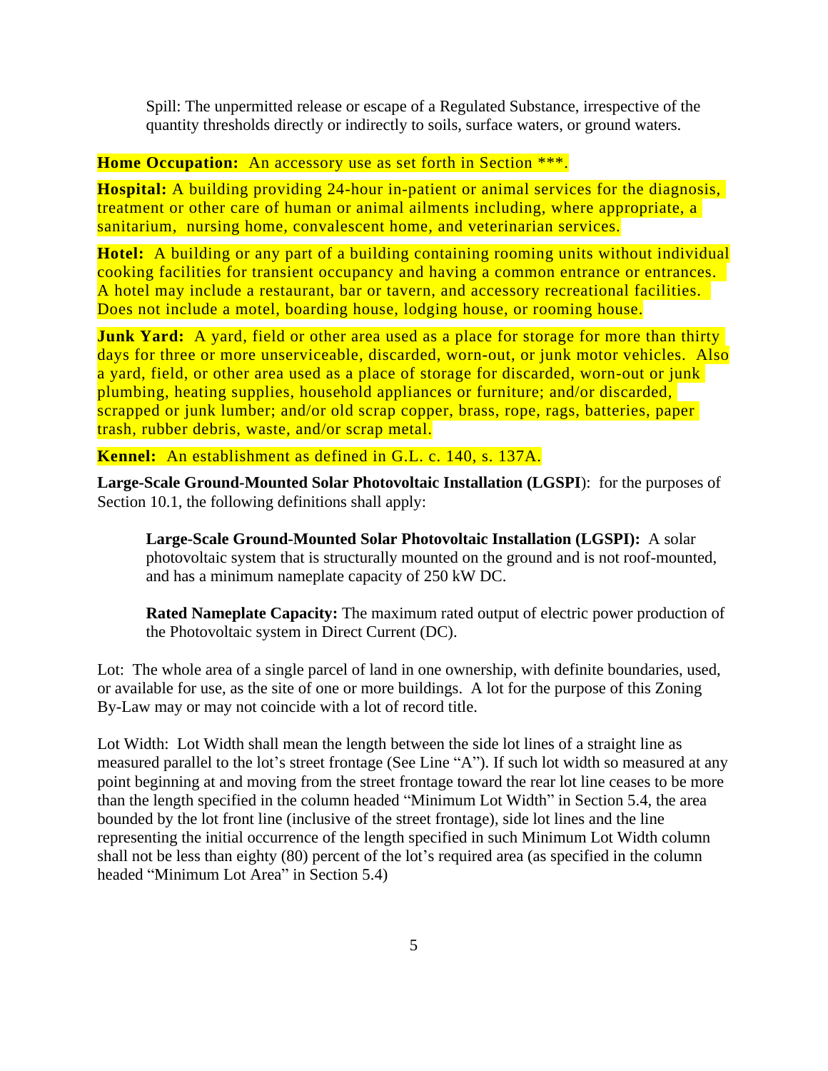Spill: The unpermitted release or escape of a Regulated Substance, irrespective of the quantity thresholds directly or indirectly to soils, surface waters, or ground waters.

**Home Occupation:** An accessory use as set forth in Section ***.

**Hospital:** A building providing 24-hour in-patient or animal services for the diagnosis, treatment or other care of human or animal ailments including, where appropriate, a sanitarium, nursing home, convalescent home, and veterinarian services.

**Hotel:** A building or any part of a building containing rooming units without individual cooking facilities for transient occupancy and having a common entrance or entrances. A hotel may include a restaurant, bar or tavern, and accessory recreational facilities. Does not include a motel, boarding house, lodging house, or rooming house.

**Junk Yard:** A yard, field or other area used as a place for storage for more than thirty days for three or more unserviceable, discarded, worn-out, or junk motor vehicles. Also a yard, field, or other area used as a place of storage for discarded, worn-out or junk plumbing, heating supplies, household appliances or furniture; and/or discarded, scrapped or junk lumber; and/or old scrap copper, brass, rope, rags, batteries, paper trash, rubber debris, waste, and/or scrap metal.

**Kennel:** An establishment as defined in G.L. c. 140, s. 137A.

**Large-Scale Ground-Mounted Solar Photovoltaic Installation (LGSPI)**: for the purposes of Section 10.1, the following definitions shall apply:

**Large-Scale Ground-Mounted Solar Photovoltaic Installation (LGSPI):** A solar photovoltaic system that is structurally mounted on the ground and is not roof-mounted, and has a minimum nameplate capacity of 250 kW DC.

**Rated Nameplate Capacity:** The maximum rated output of electric power production of the Photovoltaic system in Direct Current (DC).

Lot: The whole area of a single parcel of land in one ownership, with definite boundaries, used, or available for use, as the site of one or more buildings. A lot for the purpose of this Zoning By-Law may or may not coincide with a lot of record title.

Lot Width: Lot Width shall mean the length between the side lot lines of a straight line as measured parallel to the lot's street frontage (See Line "A"). If such lot width so measured at any point beginning at and moving from the street frontage toward the rear lot line ceases to be more than the length specified in the column headed "Minimum Lot Width" in Section 5.4, the area bounded by the lot front line (inclusive of the street frontage), side lot lines and the line representing the initial occurrence of the length specified in such Minimum Lot Width column shall not be less than eighty (80) percent of the lot's required area (as specified in the column headed "Minimum Lot Area" in Section 5.4)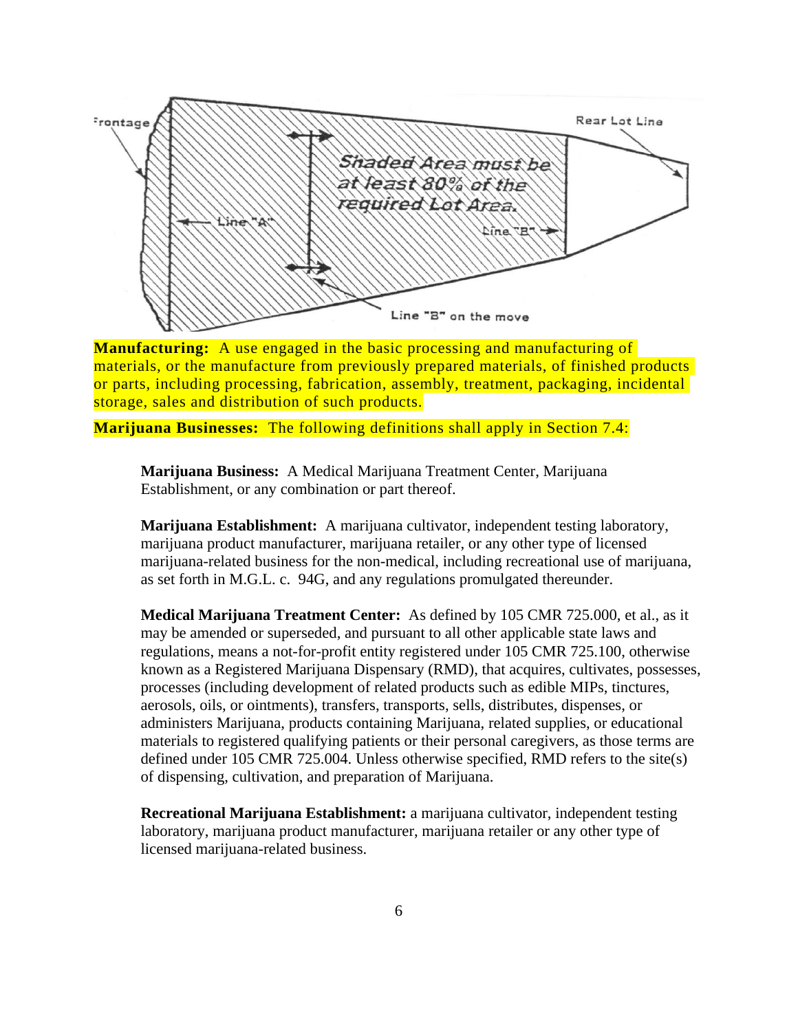**Manufacturing:** A use engaged in the basic processing and manufacturing of materials, or the manufacture from previously prepared materials, of finished products or parts, including processing, fabrication, assembly, treatment, packaging, incidental storage, sales and distribution of such products.

**Marijuana Businesses:** The following definitions shall apply in Section 7.4:

> **Marijuana Business:** A Medical Marijuana Treatment Center, Marijuana Establishment, or any combination or part thereof.
>
> **Marijuana Establishment:** A marijuana cultivator, independent testing laboratory, marijuana product manufacturer, marijuana retailer, or any other type of licensed marijuana-related business for the non-medical, including recreational use of marijuana, as set forth in M.G.L. c. 94G, and any regulations promulgated thereunder.
>
> **Medical Marijuana Treatment Center:** As defined by 105 CMR 725.000, et al., as it may be amended or superseded, and pursuant to all other applicable state laws and regulations, means a not-for-profit entity registered under 105 CMR 725.100, otherwise known as a Registered Marijuana Dispensary (RMD), that acquires, cultivates, possesses, processes (including development of related products such as edible MIPs, tinctures, aerosols, oils, or ointments), transfers, transports, sells, distributes, dispenses, or administers Marijuana, products containing Marijuana, related supplies, or educational materials to registered qualifying patients or their personal caregivers, as those terms are defined under 105 CMR 725.004. Unless otherwise specified, RMD refers to the site(s) of dispensing, cultivation, and preparation of Marijuana.
>
> **Recreational Marijuana Establishment:** a marijuana cultivator, independent testing laboratory, marijuana product manufacturer, marijuana retailer or any other type of licensed marijuana-related business.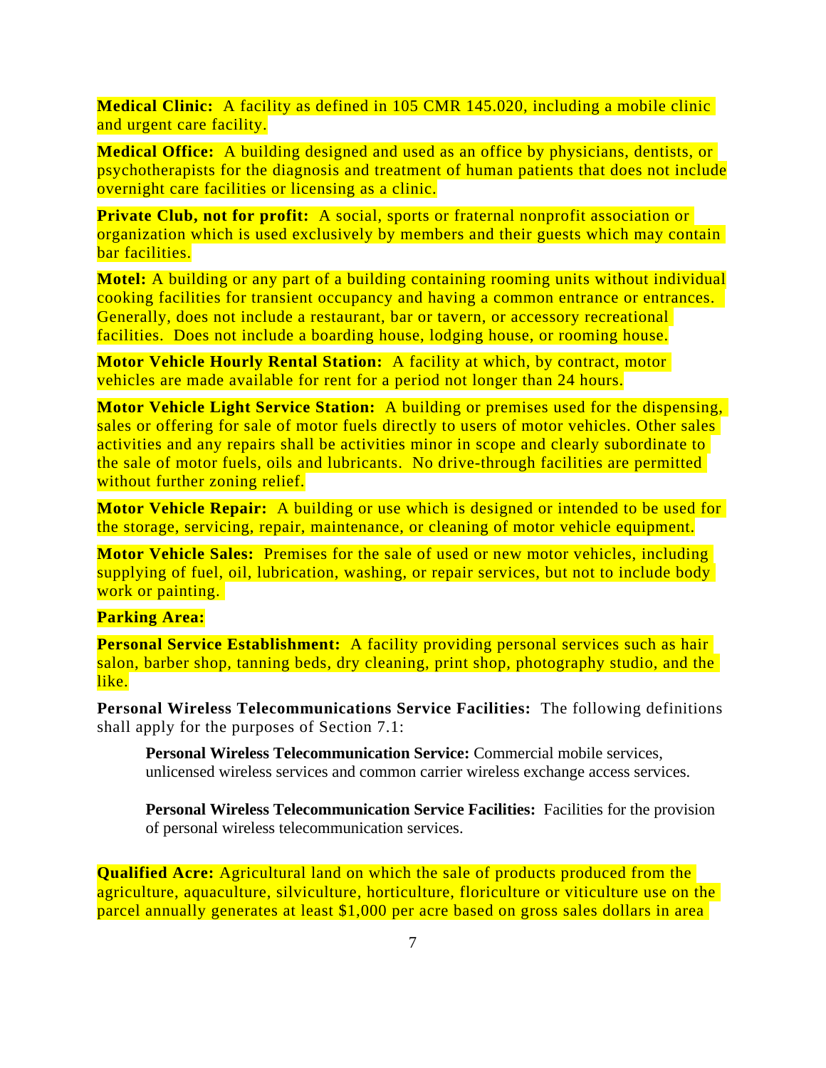**Medical Clinic:** A facility as defined in 105 CMR 145.020, including a mobile clinic and urgent care facility.

**Medical Office:** A building designed and used as an office by physicians, dentists, or psychotherapists for the diagnosis and treatment of human patients that does not include overnight care facilities or licensing as a clinic.

**Private Club, not for profit:** A social, sports or fraternal nonprofit association or organization which is used exclusively by members and their guests which may contain bar facilities.

**Motel:** A building or any part of a building containing rooming units without individual cooking facilities for transient occupancy and having a common entrance or entrances. Generally, does not include a restaurant, bar or tavern, or accessory recreational facilities. Does not include a boarding house, lodging house, or rooming house.

**Motor Vehicle Hourly Rental Station:** A facility at which, by contract, motor vehicles are made available for rent for a period not longer than 24 hours.

**Motor Vehicle Light Service Station:** A building or premises used for the dispensing, sales or offering for sale of motor fuels directly to users of motor vehicles. Other sales activities and any repairs shall be activities minor in scope and clearly subordinate to the sale of motor fuels, oils and lubricants. No drive-through facilities are permitted without further zoning relief.

**Motor Vehicle Repair:** A building or use which is designed or intended to be used for the storage, servicing, repair, maintenance, or cleaning of motor vehicle equipment.

**Motor Vehicle Sales:** Premises for the sale of used or new motor vehicles, including supplying of fuel, oil, lubrication, washing, or repair services, but not to include body work or painting.

**Parking Area:**

**Personal Service Establishment:** A facility providing personal services such as hair salon, barber shop, tanning beds, dry cleaning, print shop, photography studio, and the like.

**Personal Wireless Telecommunications Service Facilities:** The following definitions shall apply for the purposes of Section 7.1:

> **Personal Wireless Telecommunication Service:** Commercial mobile services, unlicensed wireless services and common carrier wireless exchange access services.
>
> **Personal Wireless Telecommunication Service Facilities:** Facilities for the provision of personal wireless telecommunication services.

**Qualified Acre:** Agricultural land on which the sale of products produced from the agriculture, aquaculture, silviculture, horticulture, floriculture or viticulture use on the parcel annually generates at least $1,000 per acre based on gross sales dollars in area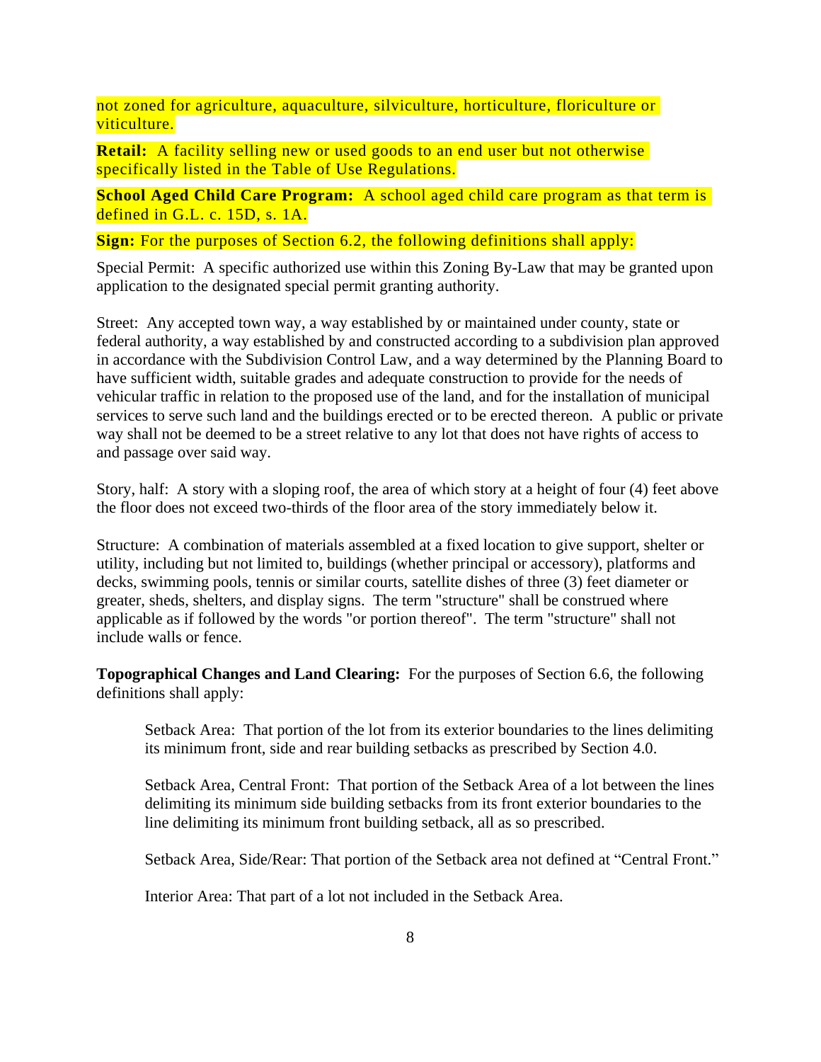not zoned for agriculture, aquaculture, silviculture, horticulture, floriculture or viticulture.

**Retail:** A facility selling new or used goods to an end user but not otherwise specifically listed in the Table of Use Regulations.

**School Aged Child Care Program:** A school aged child care program as that term is defined in G.L. c. 15D, s. 1A.

**Sign:** For the purposes of Section 6.2, the following definitions shall apply:

Special Permit: A specific authorized use within this Zoning By-Law that may be granted upon application to the designated special permit granting authority.

Street: Any accepted town way, a way established by or maintained under county, state or federal authority, a way established by and constructed according to a subdivision plan approved in accordance with the Subdivision Control Law, and a way determined by the Planning Board to have sufficient width, suitable grades and adequate construction to provide for the needs of vehicular traffic in relation to the proposed use of the land, and for the installation of municipal services to serve such land and the buildings erected or to be erected thereon. A public or private way shall not be deemed to be a street relative to any lot that does not have rights of access to and passage over said way.

Story, half: A story with a sloping roof, the area of which story at a height of four (4) feet above the floor does not exceed two-thirds of the floor area of the story immediately below it.

Structure: A combination of materials assembled at a fixed location to give support, shelter or utility, including but not limited to, buildings (whether principal or accessory), platforms and decks, swimming pools, tennis or similar courts, satellite dishes of three (3) feet diameter or greater, sheds, shelters, and display signs. The term "structure" shall be construed where applicable as if followed by the words "or portion thereof". The term "structure" shall not include walls or fence.

**Topographical Changes and Land Clearing:** For the purposes of Section 6.6, the following definitions shall apply:

> Setback Area: That portion of the lot from its exterior boundaries to the lines delimiting its minimum front, side and rear building setbacks as prescribed by Section 4.0.
>
> Setback Area, Central Front: That portion of the Setback Area of a lot between the lines delimiting its minimum side building setbacks from its front exterior boundaries to the line delimiting its minimum front building setback, all as so prescribed.
>
> Setback Area, Side/Rear: That portion of the Setback area not defined at "Central Front."
>
> Interior Area: That part of a lot not included in the Setback Area.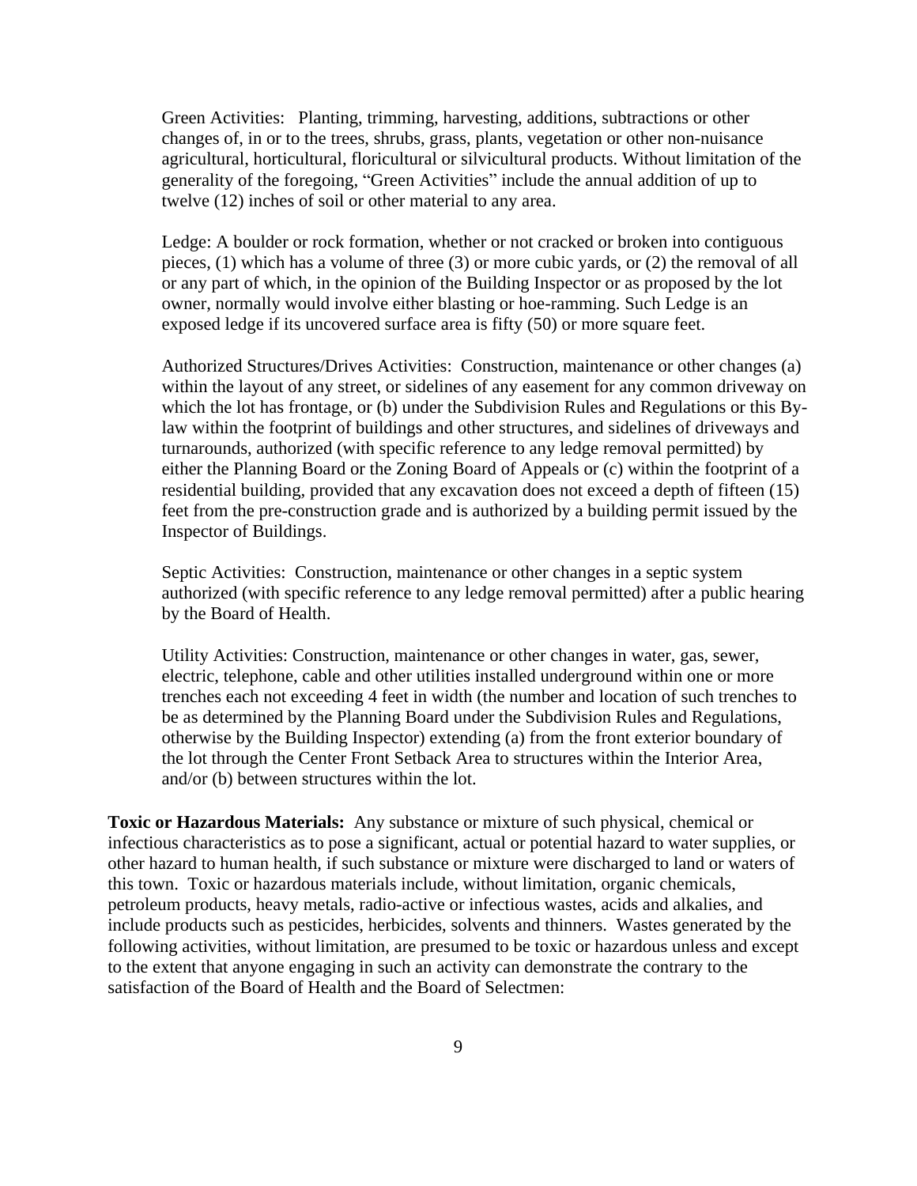Green Activities: Planting, trimming, harvesting, additions, subtractions or other changes of, in or to the trees, shrubs, grass, plants, vegetation or other non-nuisance agricultural, horticultural, floricultural or silvicultural products. Without limitation of the generality of the foregoing, "Green Activities" include the annual addition of up to twelve (12) inches of soil or other material to any area.

Ledge: A boulder or rock formation, whether or not cracked or broken into contiguous pieces, (1) which has a volume of three (3) or more cubic yards, or (2) the removal of all or any part of which, in the opinion of the Building Inspector or as proposed by the lot owner, normally would involve either blasting or hoe-ramming. Such Ledge is an exposed ledge if its uncovered surface area is fifty (50) or more square feet.

Authorized Structures/Drives Activities: Construction, maintenance or other changes (a) within the layout of any street, or sidelines of any easement for any common driveway on which the lot has frontage, or (b) under the Subdivision Rules and Regulations or this By-law within the footprint of buildings and other structures, and sidelines of driveways and turnarounds, authorized (with specific reference to any ledge removal permitted) by either the Planning Board or the Zoning Board of Appeals or (c) within the footprint of a residential building, provided that any excavation does not exceed a depth of fifteen (15) feet from the pre-construction grade and is authorized by a building permit issued by the Inspector of Buildings.

Septic Activities: Construction, maintenance or other changes in a septic system authorized (with specific reference to any ledge removal permitted) after a public hearing by the Board of Health.

Utility Activities: Construction, maintenance or other changes in water, gas, sewer, electric, telephone, cable and other utilities installed underground within one or more trenches each not exceeding 4 feet in width (the number and location of such trenches to be as determined by the Planning Board under the Subdivision Rules and Regulations, otherwise by the Building Inspector) extending (a) from the front exterior boundary of the lot through the Center Front Setback Area to structures within the Interior Area, and/or (b) between structures within the lot.

**Toxic or Hazardous Materials:** Any substance or mixture of such physical, chemical or infectious characteristics as to pose a significant, actual or potential hazard to water supplies, or other hazard to human health, if such substance or mixture were discharged to land or waters of this town. Toxic or hazardous materials include, without limitation, organic chemicals, petroleum products, heavy metals, radio-active or infectious wastes, acids and alkalies, and include products such as pesticides, herbicides, solvents and thinners. Wastes generated by the following activities, without limitation, are presumed to be toxic or hazardous unless and except to the extent that anyone engaging in such an activity can demonstrate the contrary to the satisfaction of the Board of Health and the Board of Selectmen: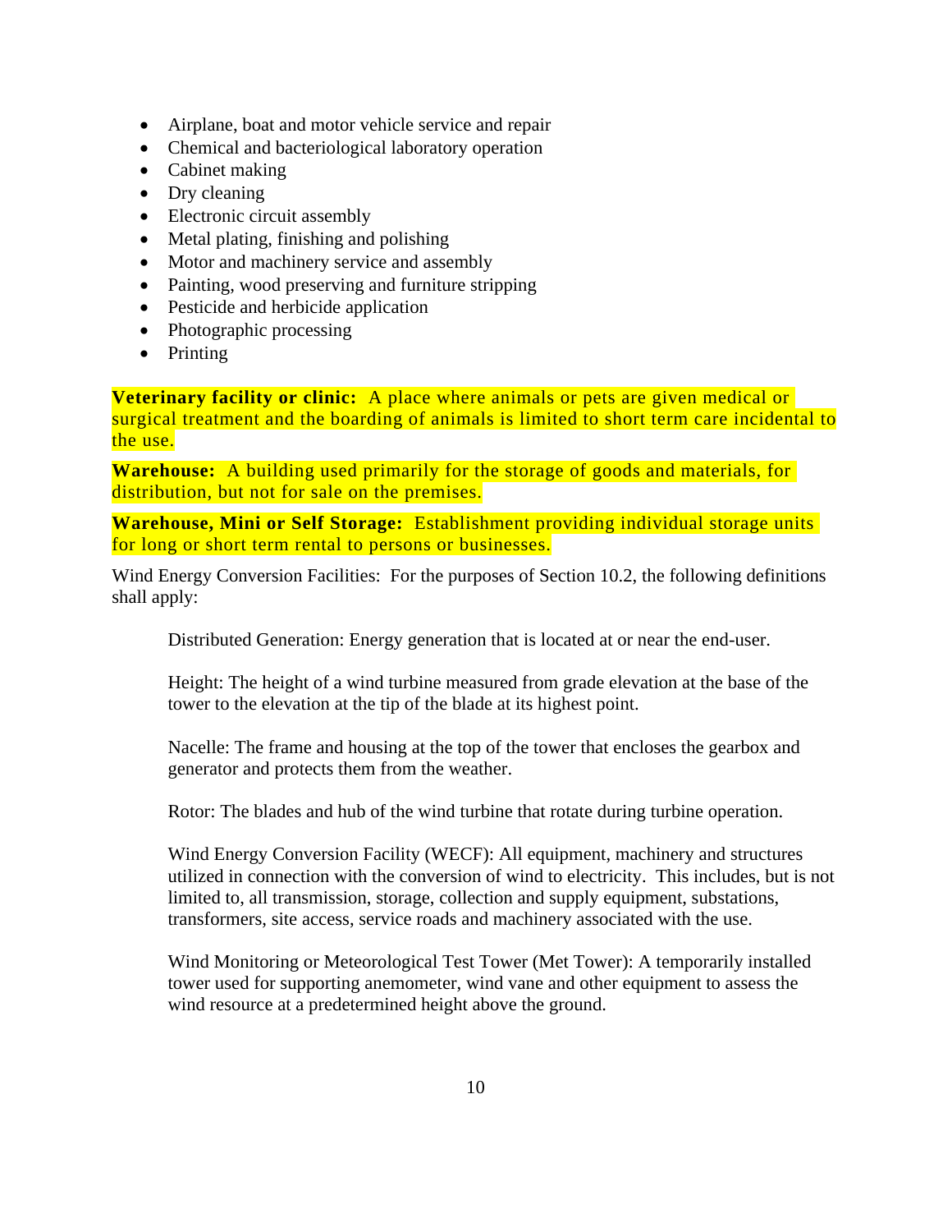- Airplane, boat and motor vehicle service and repair
- Chemical and bacteriological laboratory operation
- Cabinet making
- Dry cleaning
- Electronic circuit assembly
- Metal plating, finishing and polishing
- Motor and machinery service and assembly
- Painting, wood preserving and furniture stripping
- Pesticide and herbicide application
- Photographic processing
- Printing

**Veterinary facility or clinic:** A place where animals or pets are given medical or surgical treatment and the boarding of animals is limited to short term care incidental to the use.

**Warehouse:** A building used primarily for the storage of goods and materials, for distribution, but not for sale on the premises.

**Warehouse, Mini or Self Storage:** Establishment providing individual storage units for long or short term rental to persons or businesses.

Wind Energy Conversion Facilities: For the purposes of Section 10.2, the following definitions shall apply:

> Distributed Generation: Energy generation that is located at or near the end-user.
>
> Height: The height of a wind turbine measured from grade elevation at the base of the tower to the elevation at the tip of the blade at its highest point.
>
> Nacelle: The frame and housing at the top of the tower that encloses the gearbox and generator and protects them from the weather.
>
> Rotor: The blades and hub of the wind turbine that rotate during turbine operation.
>
> Wind Energy Conversion Facility (WECF): All equipment, machinery and structures utilized in connection with the conversion of wind to electricity. This includes, but is not limited to, all transmission, storage, collection and supply equipment, substations, transformers, site access, service roads and machinery associated with the use.
>
> Wind Monitoring or Meteorological Test Tower (Met Tower): A temporarily installed tower used for supporting anemometer, wind vane and other equipment to assess the wind resource at a predetermined height above the ground.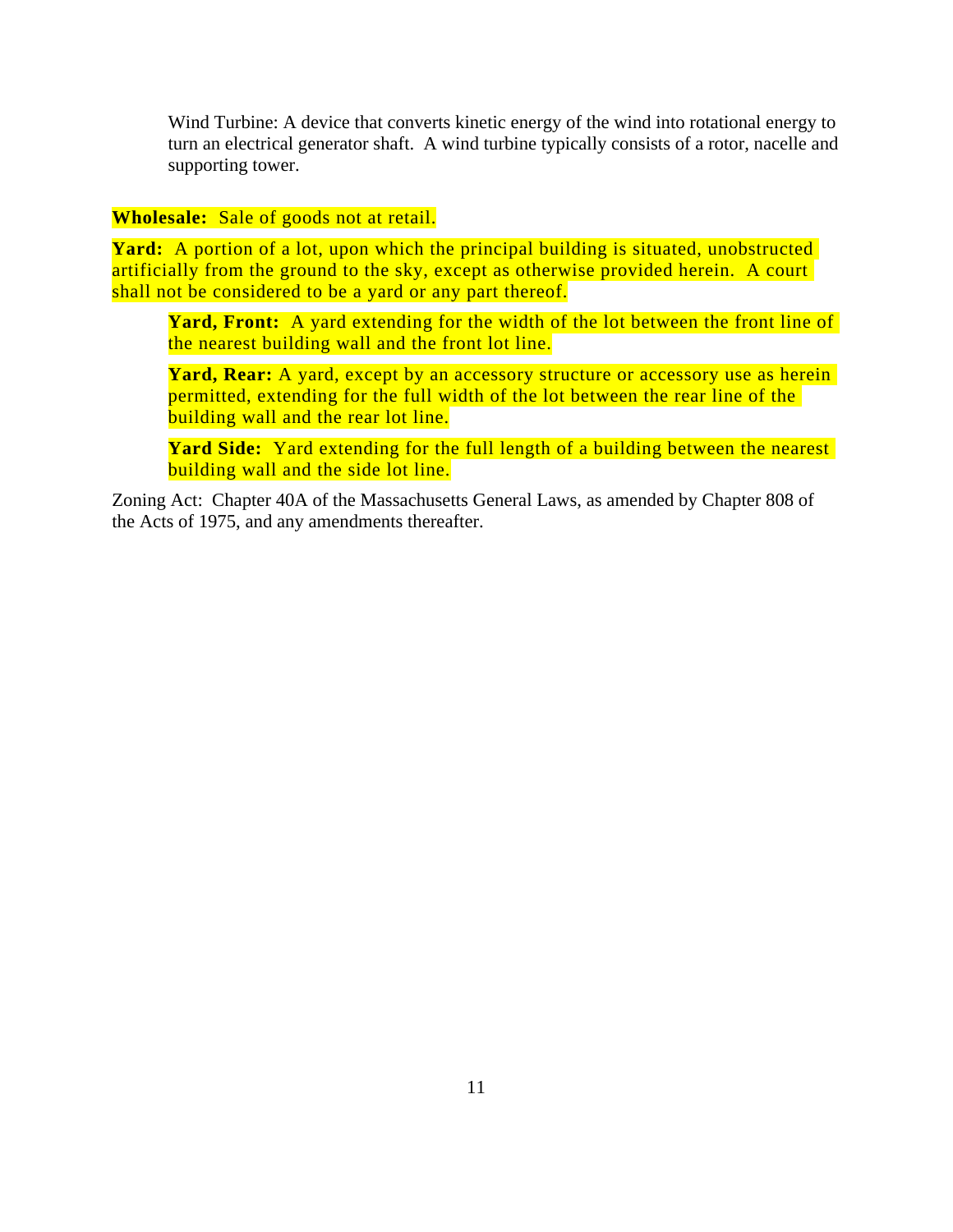Wind Turbine: A device that converts kinetic energy of the wind into rotational energy to turn an electrical generator shaft.  A wind turbine typically consists of a rotor, nacelle and supporting tower.

**Wholesale:** Sale of goods not at retail.

**Yard:** A portion of a lot, upon which the principal building is situated, unobstructed artificially from the ground to the sky, except as otherwise provided herein.  A court shall not be considered to be a yard or any part thereof.

**Yard, Front:** A yard extending for the width of the lot between the front line of the nearest building wall and the front lot line.

**Yard, Rear:** A yard, except by an accessory structure or accessory use as herein permitted, extending for the full width of the lot between the rear line of the building wall and the rear lot line.

**Yard Side:** Yard extending for the full length of a building between the nearest building wall and the side lot line.

Zoning Act: Chapter 40A of the Massachusetts General Laws, as amended by Chapter 808 of the Acts of 1975, and any amendments thereafter.